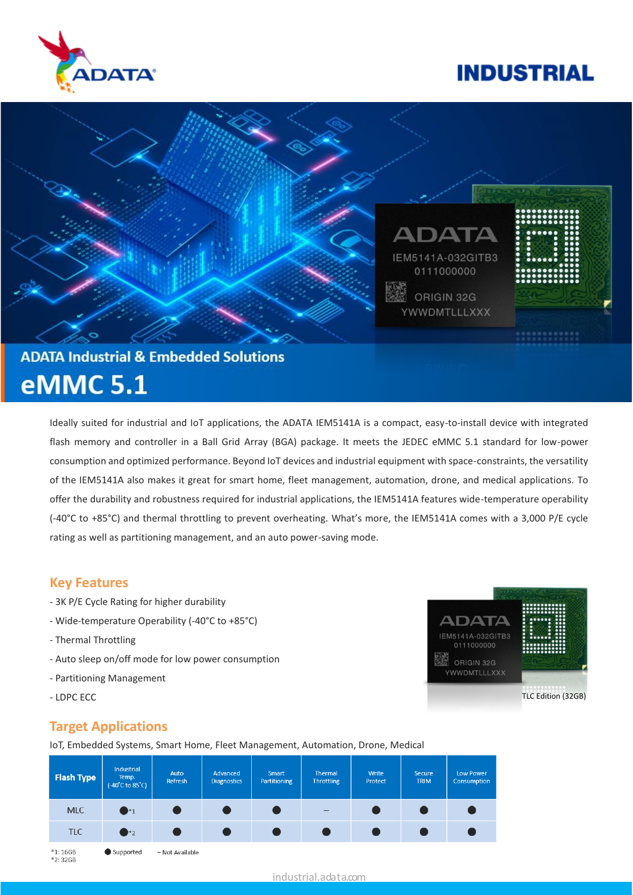# ADATA Industrial & Embedded Solutions

# eMMC 5.1

Ideally suited for industrial and IoT applications, the ADATA IEM5141A is a compact, easy-to-install device with integrated flash memory and controller in a Ball Grid Array (BGA) package. It meets the JEDEC eMMC 5.1 standard for low-power consumption and optimized performance. Beyond IoT devices and industrial equipment with space-constraints, the versatility of the IEM5141A also makes it great for smart home, fleet management, automation, drone, and medical applications. To offer the durability and robustness required for industrial applications, the IEM5141A features wide-temperature operability (-40°C to +85°C) and thermal throttling to prevent overheating. What's more, the IEM5141A comes with a 3,000 P/E cycle rating as well as partitioning management, and an auto power-saving mode.

## Key Features

- 3K P/E Cycle Rating for higher durability
- Wide-temperature Operability (-40°C to +85°C)
- Thermal Throttling
- Auto sleep on/off mode for low power consumption
- Partitioning Management
- LDPC ECC

TLC Edition (32GB)

## Target Applications

IoT, Embedded Systems, Smart Home, Fleet Management, Automation, Drone, Medical

| Flash Type | Industrial Temp. (-40°C to 85°C) | Auto Refresh | Advanced Diagnostics | Smart Partitioning | Thermal Throttling | Write Protect | Secure TRIM | Low Power Consumption |
|---|---|---|---|---|---|---|---|---|
| MLC | ● *1 | ● | ● | ● | – | ● | ● | ● |
| TLC | ● *2 | ● | ● | ● | ● | ● | ● | ● |

*1: 16GB
*2: 32GB

● Supported  – Not Available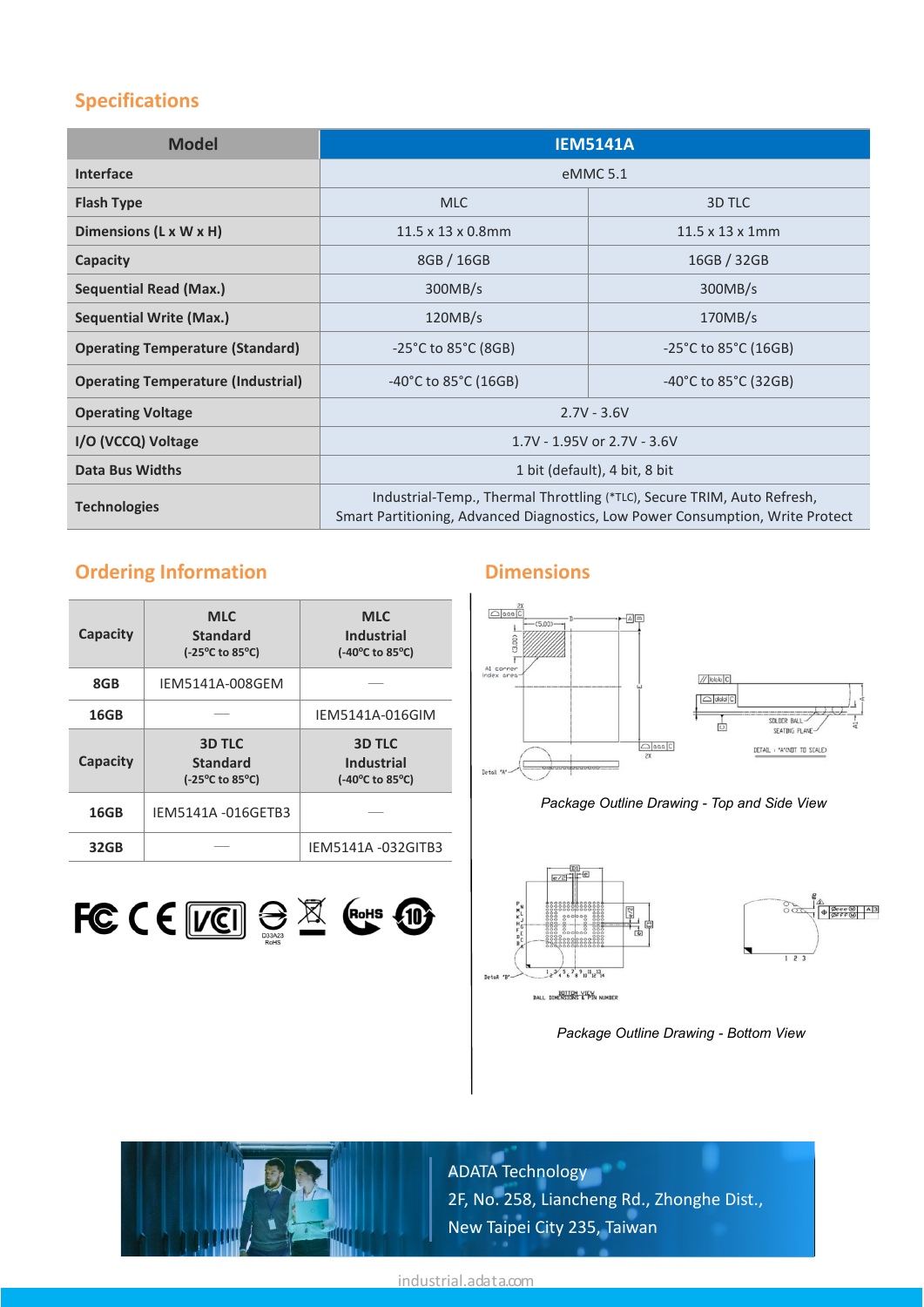## Specifications

| Model | IEM5141A | |
|---|---|---|
| Interface | eMMC 5.1 | |
| Flash Type | MLC | 3D TLC |
| Dimensions (L x W x H) | 11.5 x 13 x 0.8mm | 11.5 x 13 x 1mm |
| Capacity | 8GB / 16GB | 16GB / 32GB |
| Sequential Read (Max.) | 300MB/s | 300MB/s |
| Sequential Write (Max.) | 120MB/s | 170MB/s |
| Operating Temperature (Standard) | -25°C to 85°C (8GB) | -25°C to 85°C (16GB) |
| Operating Temperature (Industrial) | -40°C to 85°C (16GB) | -40°C to 85°C (32GB) |
| Operating Voltage | 2.7V - 3.6V | |
| I/O (VCCQ) Voltage | 1.7V - 1.95V or 2.7V - 3.6V | |
| Data Bus Widths | 1 bit (default), 4 bit, 8 bit | |
| Technologies | Industrial-Temp., Thermal Throttling (*TLC), Secure TRIM, Auto Refresh, Smart Partitioning, Advanced Diagnostics, Low Power Consumption, Write Protect | |

## Ordering Information

| Capacity | MLC Standard (-25°C to 85°C) | MLC Industrial (-40°C to 85°C) |
|---|---|---|
| 8GB | IEM5141A-008GEM | — |
| 16GB | — | IEM5141A-016GIM |
| **Capacity** | **3D TLC Standard (-25°C to 85°C)** | **3D TLC Industrial (-40°C to 85°C)** |
| 16GB | IEM5141A -016GETB3 | — |
| 32GB | — | IEM5141A -032GITB3 |

## Dimensions

*Package Outline Drawing - Top and Side View*

*Package Outline Drawing - Bottom View*

ADATA Technology
2F, No. 258, Liancheng Rd., Zhonghe Dist.,
New Taipei City 235, Taiwan

industrial.adata.com